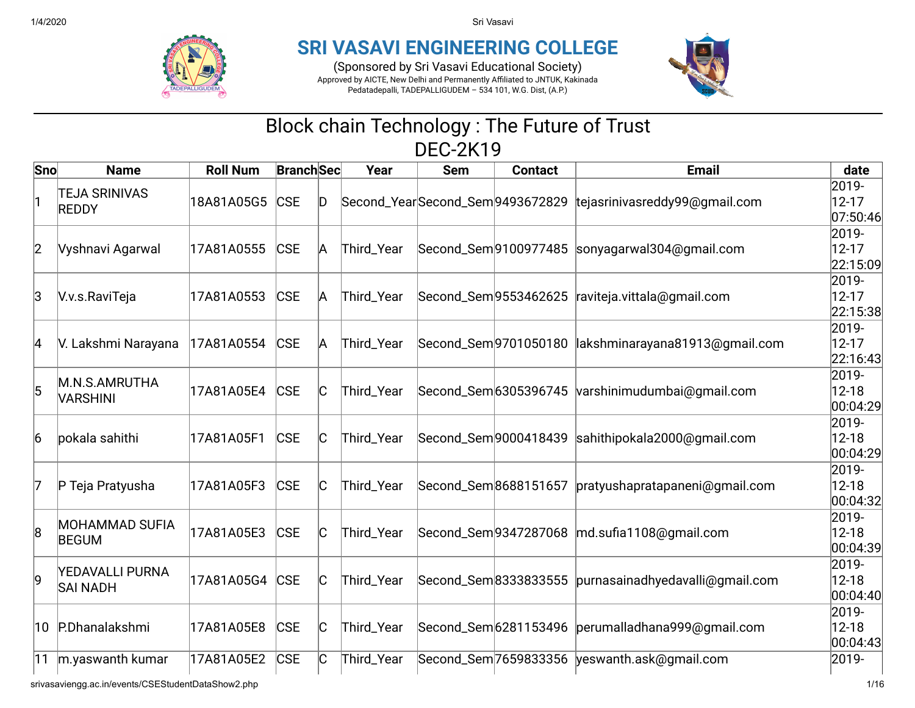# SRI VASAVI ENGINEERING COLLEGE

(Sponsored by Sri Vasavi Educational Society)

Approved by AICTE, New Delhi and Permanently Affiliated to JNTUK, Kakinada

Pedatadepalli, TADEPALLIGUDEM – 534 101, W.G. Dist, (A.P.)

## Block chain Technology : The Future of Trust

## DEC-2K19

| Sno | Name | Roll Num | Branch | Sec | Year | Sem | Contact | Email | date |
|---|---|---|---|---|---|---|---|---|---|
| 1 | TEJA SRINIVAS REDDY | 18A81A05G5 | CSE | D | Second_Year | Second_Sem | 9493672829 | tejasrinivasreddy99@gmail.com | 2019-12-17 07:50:46 |
| 2 | Vyshnavi Agarwal | 17A81A0555 | CSE | A | Third_Year | Second_Sem | 9100977485 | sonyagarwal304@gmail.com | 2019-12-17 22:15:09 |
| 3 | V.v.s.RaviTeja | 17A81A0553 | CSE | A | Third_Year | Second_Sem | 9553462625 | raviteja.vittala@gmail.com | 2019-12-17 22:15:38 |
| 4 | V. Lakshmi Narayana | 17A81A0554 | CSE | A | Third_Year | Second_Sem | 9701050180 | lakshminarayana81913@gmail.com | 2019-12-17 22:16:43 |
| 5 | M.N.S.AMRUTHA VARSHINI | 17A81A05E4 | CSE | C | Third_Year | Second_Sem | 6305396745 | varshinimudumbai@gmail.com | 2019-12-18 00:04:29 |
| 6 | pokala sahithi | 17A81A05F1 | CSE | C | Third_Year | Second_Sem | 9000418439 | sahithipokala2000@gmail.com | 2019-12-18 00:04:29 |
| 7 | P Teja Pratyusha | 17A81A05F3 | CSE | C | Third_Year | Second_Sem | 8688151657 | pratyushapratapaneni@gmail.com | 2019-12-18 00:04:32 |
| 8 | MOHAMMAD SUFIA BEGUM | 17A81A05E3 | CSE | C | Third_Year | Second_Sem | 9347287068 | md.sufia1108@gmail.com | 2019-12-18 00:04:39 |
| 9 | YEDAVALLI PURNA SAI NADH | 17A81A05G4 | CSE | C | Third_Year | Second_Sem | 8333833555 | purnasainadhyedavalli@gmail.com | 2019-12-18 00:04:40 |
| 10 | P.Dhanalakshmi | 17A81A05E8 | CSE | C | Third_Year | Second_Sem | 6281153496 | perumalladhana999@gmail.com | 2019-12-18 00:04:43 |
| 11 | m.yaswanth kumar | 17A81A05E2 | CSE | C | Third_Year | Second_Sem | 7659833356 | yeswanth.ask@gmail.com | 2019- |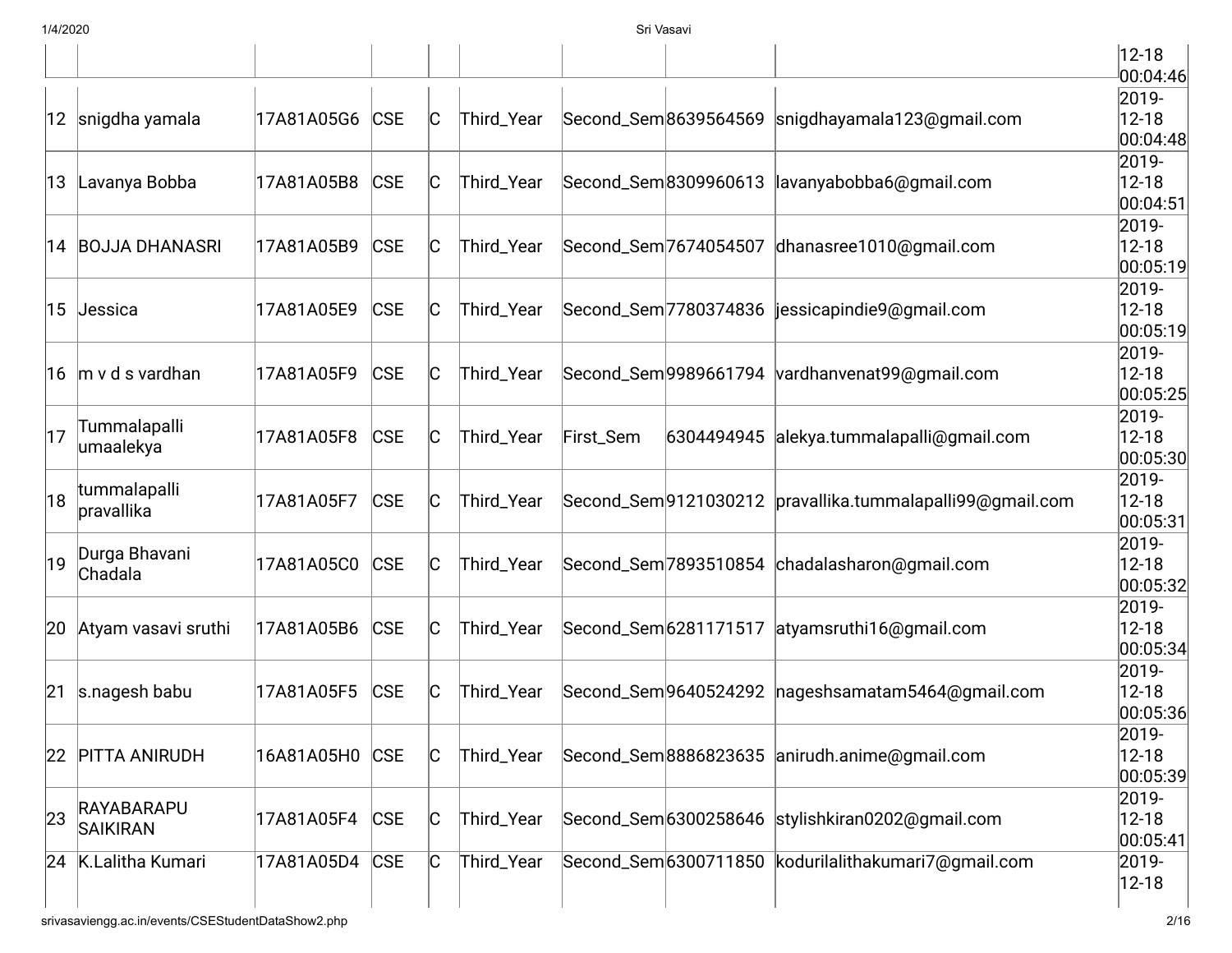| | | | | | | | | | |
|---|---|---|---|---|---|---|---|---|---|
| | | | | | | | | | 12-18 00:04:46 |
| 12 | snigdha yamala | 17A81A05G6 | CSE | C | Third_Year | Second_Sem | 8639564569 | snigdhayamala123@gmail.com | 2019-12-18 00:04:48 |
| 13 | Lavanya Bobba | 17A81A05B8 | CSE | C | Third_Year | Second_Sem | 8309960613 | lavanyabobba6@gmail.com | 2019-12-18 00:04:51 |
| 14 | BOJJA DHANASRI | 17A81A05B9 | CSE | C | Third_Year | Second_Sem | 7674054507 | dhanasree1010@gmail.com | 2019-12-18 00:05:19 |
| 15 | Jessica | 17A81A05E9 | CSE | C | Third_Year | Second_Sem | 7780374836 | jessicapindie9@gmail.com | 2019-12-18 00:05:19 |
| 16 | m v d s vardhan | 17A81A05F9 | CSE | C | Third_Year | Second_Sem | 9989661794 | vardhanvenat99@gmail.com | 2019-12-18 00:05:25 |
| 17 | Tummalapalli umaalekya | 17A81A05F8 | CSE | C | Third_Year | First_Sem | 6304494945 | alekya.tummalapalli@gmail.com | 2019-12-18 00:05:30 |
| 18 | tummalapalli pravallika | 17A81A05F7 | CSE | C | Third_Year | Second_Sem | 9121030212 | pravallika.tummalapalli99@gmail.com | 2019-12-18 00:05:31 |
| 19 | Durga Bhavani Chadala | 17A81A05C0 | CSE | C | Third_Year | Second_Sem | 7893510854 | chadalasharon@gmail.com | 2019-12-18 00:05:32 |
| 20 | Atyam vasavi sruthi | 17A81A05B6 | CSE | C | Third_Year | Second_Sem | 6281171517 | atyamsruthi16@gmail.com | 2019-12-18 00:05:34 |
| 21 | s.nagesh babu | 17A81A05F5 | CSE | C | Third_Year | Second_Sem | 9640524292 | nageshsamatam5464@gmail.com | 2019-12-18 00:05:36 |
| 22 | PITTA ANIRUDH | 16A81A05H0 | CSE | C | Third_Year | Second_Sem | 8886823635 | anirudh.anime@gmail.com | 2019-12-18 00:05:39 |
| 23 | RAYABARAPU SAIKIRAN | 17A81A05F4 | CSE | C | Third_Year | Second_Sem | 6300258646 | stylishkiran0202@gmail.com | 2019-12-18 00:05:41 |
| 24 | K.Lalitha Kumari | 17A81A05D4 | CSE | C | Third_Year | Second_Sem | 6300711850 | kodurilalithakumari7@gmail.com | 2019-12-18 |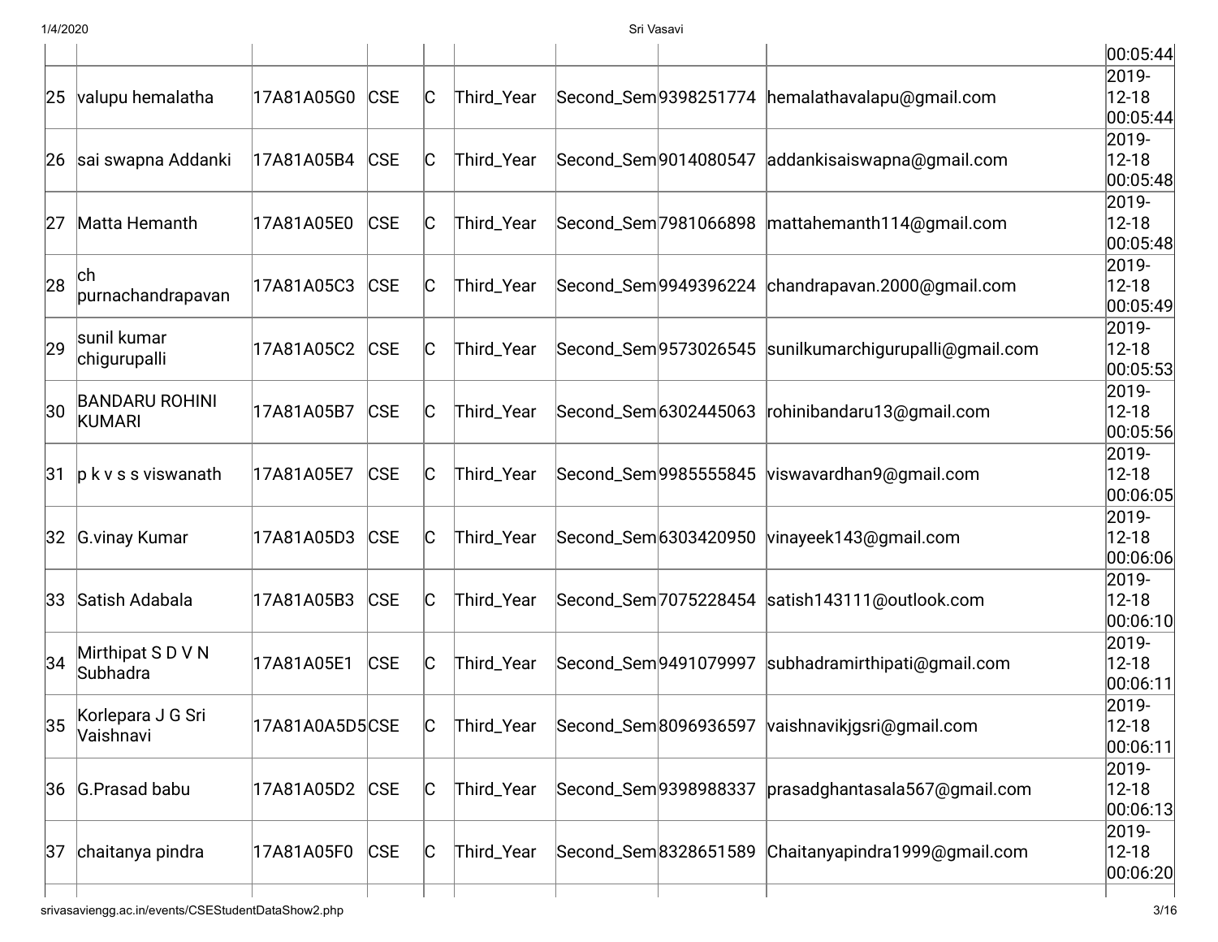|  |  |  |  |  |  |  |  |  | 00:05:44 |
|---|---|---|---|---|---|---|---|---|---|
| 25 | valupu hemalatha | 17A81A05G0 | CSE | C | Third_Year | Second_Sem | 9398251774 | hemalathavalapu@gmail.com | 2019-12-18 00:05:44 |
| 26 | sai swapna Addanki | 17A81A05B4 | CSE | C | Third_Year | Second_Sem | 9014080547 | addankisaiswapna@gmail.com | 2019-12-18 00:05:48 |
| 27 | Matta Hemanth | 17A81A05E0 | CSE | C | Third_Year | Second_Sem | 7981066898 | mattahemanth114@gmail.com | 2019-12-18 00:05:48 |
| 28 | ch purnachandrapavan | 17A81A05C3 | CSE | C | Third_Year | Second_Sem | 9949396224 | chandrapavan.2000@gmail.com | 2019-12-18 00:05:49 |
| 29 | sunil kumar chigurupalli | 17A81A05C2 | CSE | C | Third_Year | Second_Sem | 9573026545 | sunilkumarchigurupalli@gmail.com | 2019-12-18 00:05:53 |
| 30 | BANDARU ROHINI KUMARI | 17A81A05B7 | CSE | C | Third_Year | Second_Sem | 6302445063 | rohinibandaru13@gmail.com | 2019-12-18 00:05:56 |
| 31 | p k v s s viswanath | 17A81A05E7 | CSE | C | Third_Year | Second_Sem | 9985555845 | viswavardhan9@gmail.com | 2019-12-18 00:06:05 |
| 32 | G.vinay Kumar | 17A81A05D3 | CSE | C | Third_Year | Second_Sem | 6303420950 | vinayeek143@gmail.com | 2019-12-18 00:06:06 |
| 33 | Satish Adabala | 17A81A05B3 | CSE | C | Third_Year | Second_Sem | 7075228454 | satish143111@outlook.com | 2019-12-18 00:06:10 |
| 34 | Mirthipat S D V N Subhadra | 17A81A05E1 | CSE | C | Third_Year | Second_Sem | 9491079997 | subhadramirthipati@gmail.com | 2019-12-18 00:06:11 |
| 35 | Korlepara J G Sri Vaishnavi | 17A81A0A5D5 | CSE | C | Third_Year | Second_Sem | 8096936597 | vaishnavikjgsri@gmail.com | 2019-12-18 00:06:11 |
| 36 | G.Prasad babu | 17A81A05D2 | CSE | C | Third_Year | Second_Sem | 9398988337 | prasadghantasala567@gmail.com | 2019-12-18 00:06:13 |
| 37 | chaitanya pindra | 17A81A05F0 | CSE | C | Third_Year | Second_Sem | 8328651589 | Chaitanyapindra1999@gmail.com | 2019-12-18 00:06:20 |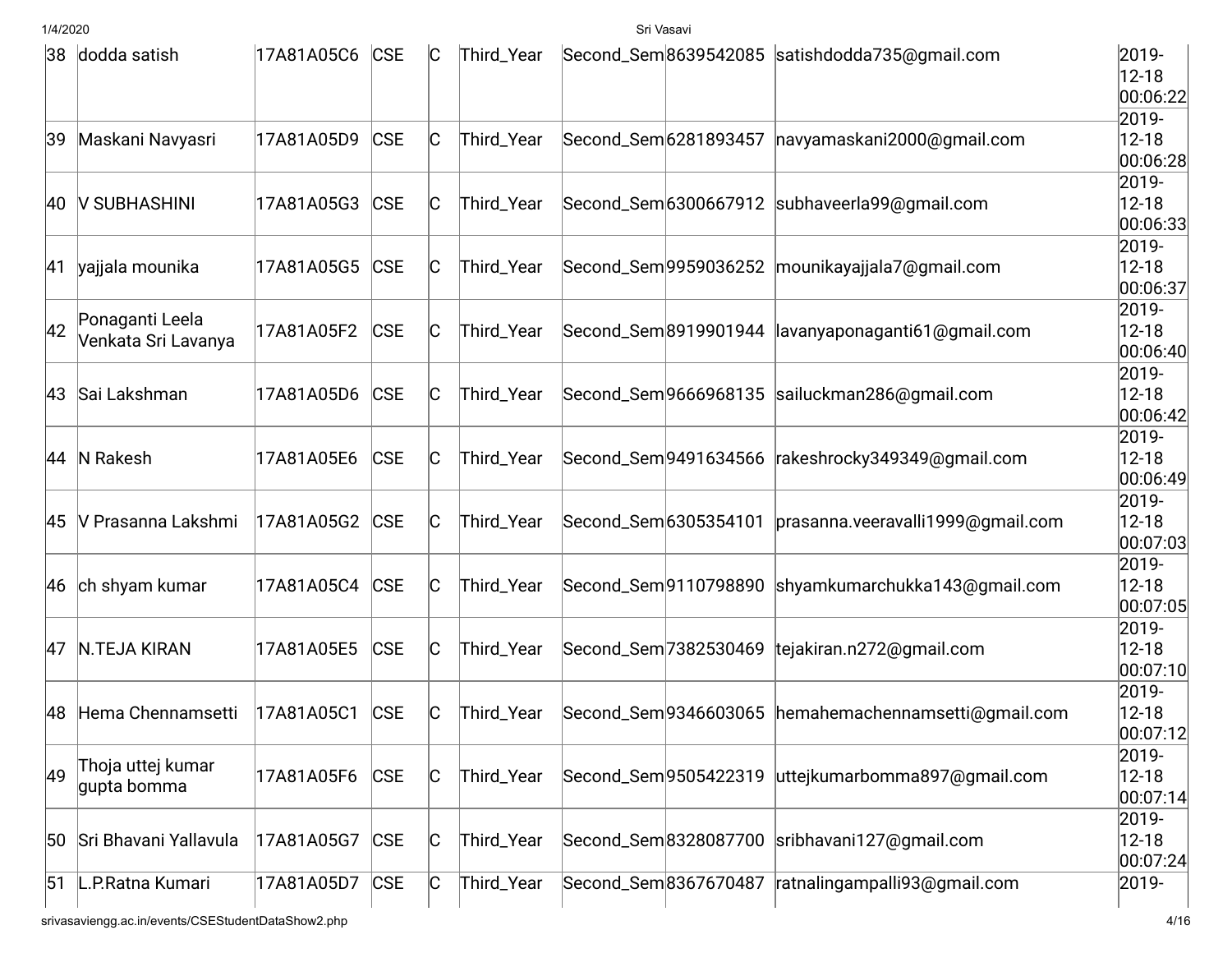| 38 | dodda satish | 17A81A05C6 | CSE | C | Third_Year | Second_Sem | 8639542085 | satishdodda735@gmail.com | 2019-12-18 00:06:22 |
|---|---|---|---|---|---|---|---|---|---|
| 39 | Maskani Navyasri | 17A81A05D9 | CSE | C | Third_Year | Second_Sem | 6281893457 | navyamaskani2000@gmail.com | 2019-12-18 00:06:28 |
| 40 | V SUBHASHINI | 17A81A05G3 | CSE | C | Third_Year | Second_Sem | 6300667912 | subhaveerla99@gmail.com | 2019-12-18 00:06:33 |
| 41 | yajjala mounika | 17A81A05G5 | CSE | C | Third_Year | Second_Sem | 9959036252 | mounikayajjala7@gmail.com | 2019-12-18 00:06:37 |
| 42 | Ponaganti Leela Venkata Sri Lavanya | 17A81A05F2 | CSE | C | Third_Year | Second_Sem | 8919901944 | lavanyaponaganti61@gmail.com | 2019-12-18 00:06:40 |
| 43 | Sai Lakshman | 17A81A05D6 | CSE | C | Third_Year | Second_Sem | 9666968135 | sailuckman286@gmail.com | 2019-12-18 00:06:42 |
| 44 | N Rakesh | 17A81A05E6 | CSE | C | Third_Year | Second_Sem | 9491634566 | rakeshrocky349349@gmail.com | 2019-12-18 00:06:49 |
| 45 | V Prasanna Lakshmi | 17A81A05G2 | CSE | C | Third_Year | Second_Sem | 6305354101 | prasanna.veeravalli1999@gmail.com | 2019-12-18 00:07:03 |
| 46 | ch shyam kumar | 17A81A05C4 | CSE | C | Third_Year | Second_Sem | 9110798890 | shyamkumarchukka143@gmail.com | 2019-12-18 00:07:05 |
| 47 | N.TEJA KIRAN | 17A81A05E5 | CSE | C | Third_Year | Second_Sem | 7382530469 | tejakiran.n272@gmail.com | 2019-12-18 00:07:10 |
| 48 | Hema Chennamsetti | 17A81A05C1 | CSE | C | Third_Year | Second_Sem | 9346603065 | hemahemachennamsetti@gmail.com | 2019-12-18 00:07:12 |
| 49 | Thoja uttej kumar gupta bomma | 17A81A05F6 | CSE | C | Third_Year | Second_Sem | 9505422319 | uttejkumarbomma897@gmail.com | 2019-12-18 00:07:14 |
| 50 | Sri Bhavani Yallavula | 17A81A05G7 | CSE | C | Third_Year | Second_Sem | 8328087700 | sribhavani127@gmail.com | 2019-12-18 00:07:24 |
| 51 | L.P.Ratna Kumari | 17A81A05D7 | CSE | C | Third_Year | Second_Sem | 8367670487 | ratnalingampalli93@gmail.com | 2019- |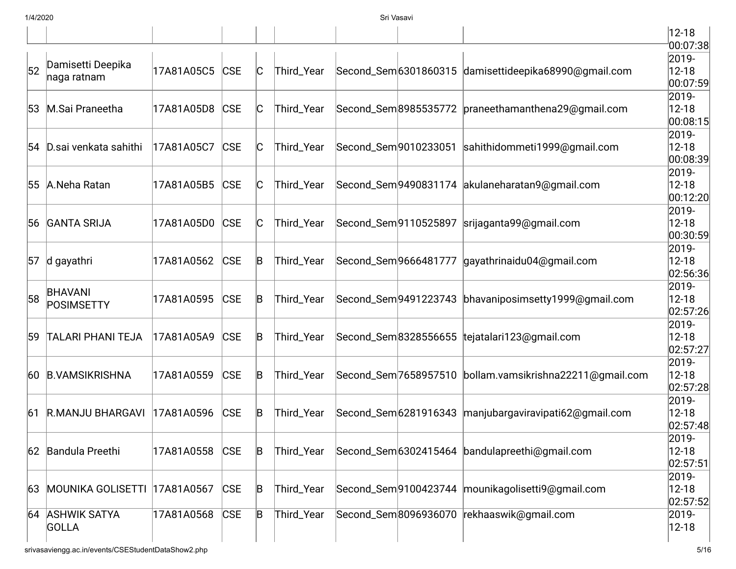| | | | | | | | | | |
|---|---|---|---|---|---|---|---|---|---|
| | | | | | | | | | 12-18 00:07:38 |
| 52 | Damisetti Deepika naga ratnam | 17A81A05C5 | CSE | C | Third_Year | Second_Sem | 6301860315 | damisettideepika68990@gmail.com | 2019-12-18 00:07:59 |
| 53 | M.Sai Praneetha | 17A81A05D8 | CSE | C | Third_Year | Second_Sem | 8985535772 | praneethamanthena29@gmail.com | 2019-12-18 00:08:15 |
| 54 | D.sai venkata sahithi | 17A81A05C7 | CSE | C | Third_Year | Second_Sem | 9010233051 | sahithidommeti1999@gmail.com | 2019-12-18 00:08:39 |
| 55 | A.Neha Ratan | 17A81A05B5 | CSE | C | Third_Year | Second_Sem | 9490831174 | akulaneharatan9@gmail.com | 2019-12-18 00:12:20 |
| 56 | GANTA SRIJA | 17A81A05D0 | CSE | C | Third_Year | Second_Sem | 9110525897 | srijaganta99@gmail.com | 2019-12-18 00:30:59 |
| 57 | d gayathri | 17A81A0562 | CSE | B | Third_Year | Second_Sem | 9666481777 | gayathrinaidu04@gmail.com | 2019-12-18 02:56:36 |
| 58 | BHAVANI POSIMSETTY | 17A81A0595 | CSE | B | Third_Year | Second_Sem | 9491223743 | bhavaniposimsetty1999@gmail.com | 2019-12-18 02:57:26 |
| 59 | TALARI PHANI TEJA | 17A81A05A9 | CSE | B | Third_Year | Second_Sem | 8328556655 | tejatalari123@gmail.com | 2019-12-18 02:57:27 |
| 60 | B.VAMSIKRISHNA | 17A81A0559 | CSE | B | Third_Year | Second_Sem | 7658957510 | bollam.vamsikrishna22211@gmail.com | 2019-12-18 02:57:28 |
| 61 | R.MANJU BHARGAVI | 17A81A0596 | CSE | B | Third_Year | Second_Sem | 6281916343 | manjubargaviravipati62@gmail.com | 2019-12-18 02:57:48 |
| 62 | Bandula Preethi | 17A81A0558 | CSE | B | Third_Year | Second_Sem | 6302415464 | bandulapreethi@gmail.com | 2019-12-18 02:57:51 |
| 63 | MOUNIKA GOLISETTI | 17A81A0567 | CSE | B | Third_Year | Second_Sem | 9100423744 | mounikagolisetti9@gmail.com | 2019-12-18 02:57:52 |
| 64 | ASHWIK SATYA GOLLA | 17A81A0568 | CSE | B | Third_Year | Second_Sem | 8096936070 | rekhaaswik@gmail.com | 2019-12-18 |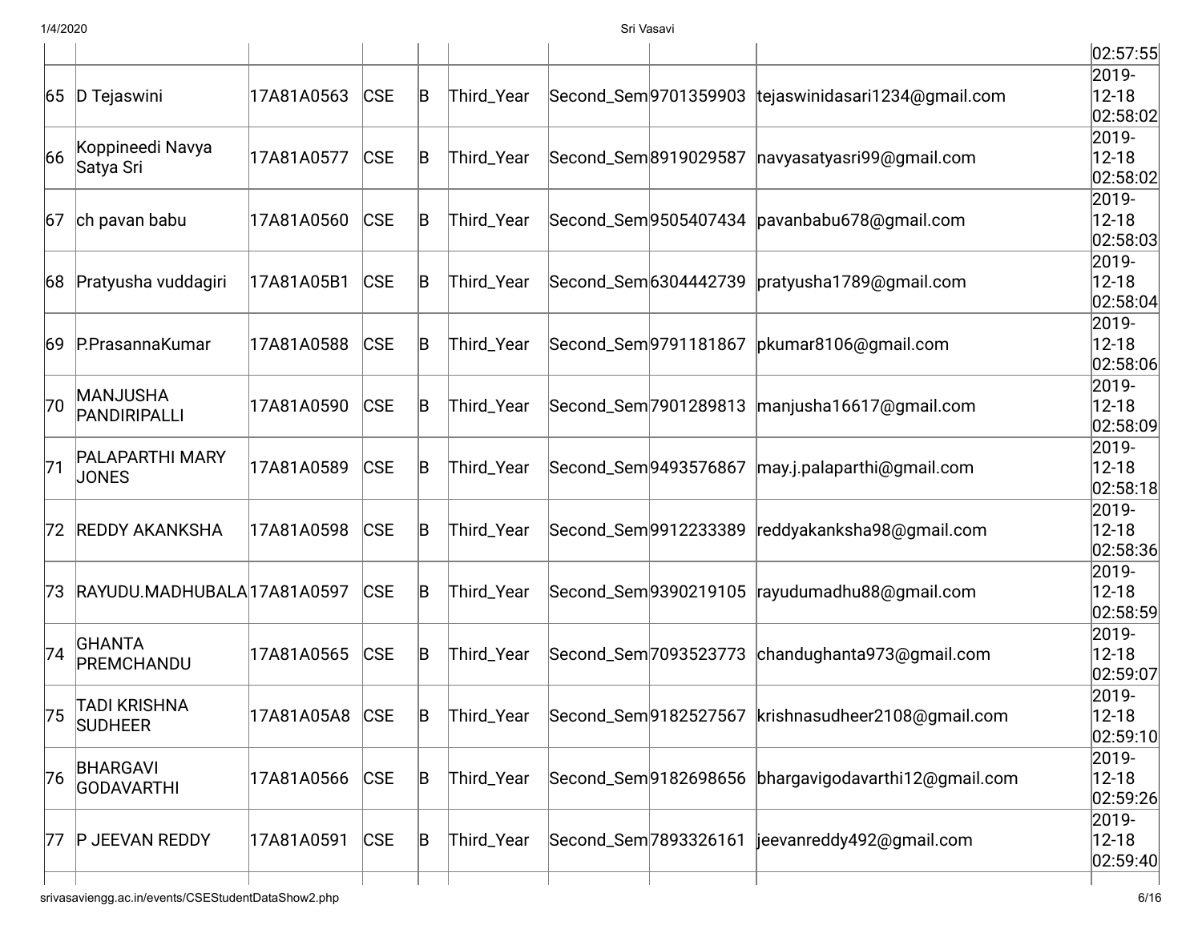| | | | | | | | | | |
|---|---|---|---|---|---|---|---|---|---|
| | | | | | | | | | 02:57:55 |
| 65 | D Tejaswini | 17A81A0563 | CSE | B | Third_Year | Second_Sem | 9701359903 | tejaswinidasari1234@gmail.com | 2019-12-18 02:58:02 |
| 66 | Koppineedi Navya Satya Sri | 17A81A0577 | CSE | B | Third_Year | Second_Sem | 8919029587 | navyasatyasri99@gmail.com | 2019-12-18 02:58:02 |
| 67 | ch pavan babu | 17A81A0560 | CSE | B | Third_Year | Second_Sem | 9505407434 | pavanbabu678@gmail.com | 2019-12-18 02:58:03 |
| 68 | Pratyusha vuddagiri | 17A81A05B1 | CSE | B | Third_Year | Second_Sem | 6304442739 | pratyusha1789@gmail.com | 2019-12-18 02:58:04 |
| 69 | P.PrasannaKumar | 17A81A0588 | CSE | B | Third_Year | Second_Sem | 9791181867 | pkumar8106@gmail.com | 2019-12-18 02:58:06 |
| 70 | MANJUSHA PANDIRIPALLI | 17A81A0590 | CSE | B | Third_Year | Second_Sem | 7901289813 | manjusha16617@gmail.com | 2019-12-18 02:58:09 |
| 71 | PALAPARTHI MARY JONES | 17A81A0589 | CSE | B | Third_Year | Second_Sem | 9493576867 | may.j.palaparthi@gmail.com | 2019-12-18 02:58:18 |
| 72 | REDDY AKANKSHA | 17A81A0598 | CSE | B | Third_Year | Second_Sem | 9912233389 | reddyakanksha98@gmail.com | 2019-12-18 02:58:36 |
| 73 | RAYUDU.MADHUBALA | 17A81A0597 | CSE | B | Third_Year | Second_Sem | 9390219105 | rayudumadhu88@gmail.com | 2019-12-18 02:58:59 |
| 74 | GHANTA PREMCHANDU | 17A81A0565 | CSE | B | Third_Year | Second_Sem | 7093523773 | chandughanta973@gmail.com | 2019-12-18 02:59:07 |
| 75 | TADI KRISHNA SUDHEER | 17A81A05A8 | CSE | B | Third_Year | Second_Sem | 9182527567 | krishnasudheer2108@gmail.com | 2019-12-18 02:59:10 |
| 76 | BHARGAVI GODAVARTHI | 17A81A0566 | CSE | B | Third_Year | Second_Sem | 9182698656 | bhargavigodavarthi12@gmail.com | 2019-12-18 02:59:26 |
| 77 | P JEEVAN REDDY | 17A81A0591 | CSE | B | Third_Year | Second_Sem | 7893326161 | jeevanreddy492@gmail.com | 2019-12-18 02:59:40 |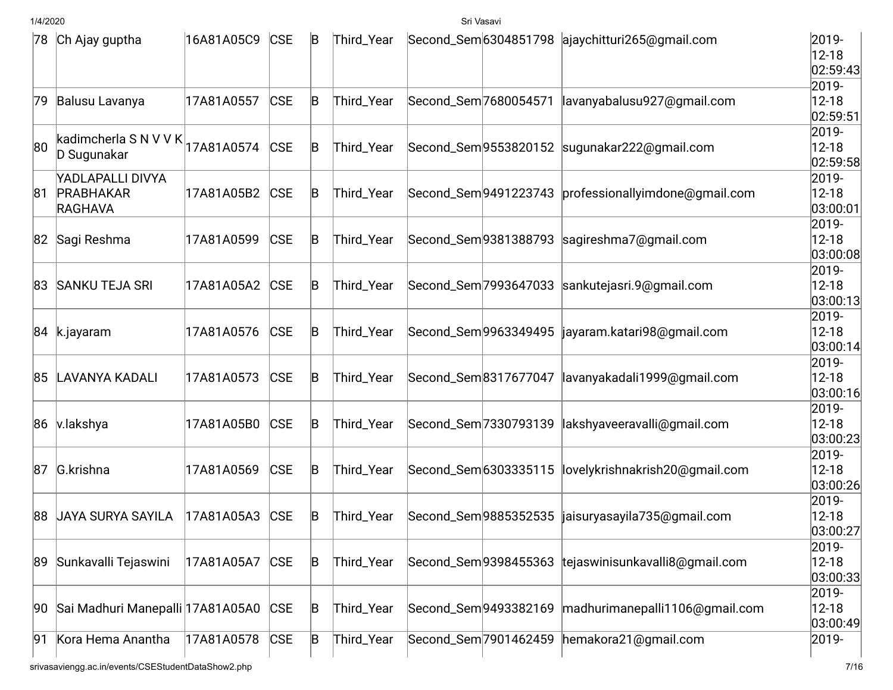| | | | | | | | | | |
|---|---|---|---|---|---|---|---|---|---|
| 78 | Ch Ajay guptha | 16A81A05C9 | CSE | B | Third_Year | Second_Sem | 6304851798 | ajaychitturi265@gmail.com | 2019-12-18 02:59:43 |
| 79 | Balusu Lavanya | 17A81A0557 | CSE | B | Third_Year | Second_Sem | 7680054571 | lavanyabalusu927@gmail.com | 2019-12-18 02:59:51 |
| 80 | kadimcherla S N V V K D Sugunakar | 17A81A0574 | CSE | B | Third_Year | Second_Sem | 9553820152 | sugunakar222@gmail.com | 2019-12-18 02:59:58 |
| 81 | YADLAPALLI DIVYA PRABHAKAR RAGHAVA | 17A81A05B2 | CSE | B | Third_Year | Second_Sem | 9491223743 | professionallyimdone@gmail.com | 2019-12-18 03:00:01 |
| 82 | Sagi Reshma | 17A81A0599 | CSE | B | Third_Year | Second_Sem | 9381388793 | sagireshma7@gmail.com | 2019-12-18 03:00:08 |
| 83 | SANKU TEJA SRI | 17A81A05A2 | CSE | B | Third_Year | Second_Sem | 7993647033 | sankutejasri.9@gmail.com | 2019-12-18 03:00:13 |
| 84 | k.jayaram | 17A81A0576 | CSE | B | Third_Year | Second_Sem | 9963349495 | jayaram.katari98@gmail.com | 2019-12-18 03:00:14 |
| 85 | LAVANYA KADALI | 17A81A0573 | CSE | B | Third_Year | Second_Sem | 8317677047 | lavanyakadali1999@gmail.com | 2019-12-18 03:00:16 |
| 86 | v.lakshya | 17A81A05B0 | CSE | B | Third_Year | Second_Sem | 7330793139 | lakshyaveeravalli@gmail.com | 2019-12-18 03:00:23 |
| 87 | G.krishna | 17A81A0569 | CSE | B | Third_Year | Second_Sem | 6303335115 | lovelykrishnakrish20@gmail.com | 2019-12-18 03:00:26 |
| 88 | JAYA SURYA SAYILA | 17A81A05A3 | CSE | B | Third_Year | Second_Sem | 9885352535 | jaisuryasayila735@gmail.com | 2019-12-18 03:00:27 |
| 89 | Sunkavalli Tejaswini | 17A81A05A7 | CSE | B | Third_Year | Second_Sem | 9398455363 | tejaswinisunkavalli8@gmail.com | 2019-12-18 03:00:33 |
| 90 | Sai Madhuri Manepalli | 17A81A05A0 | CSE | B | Third_Year | Second_Sem | 9493382169 | madhurimanepalli1106@gmail.com | 2019-12-18 03:00:49 |
| 91 | Kora Hema Anantha | 17A81A0578 | CSE | B | Third_Year | Second_Sem | 7901462459 | hemakora21@gmail.com | 2019- |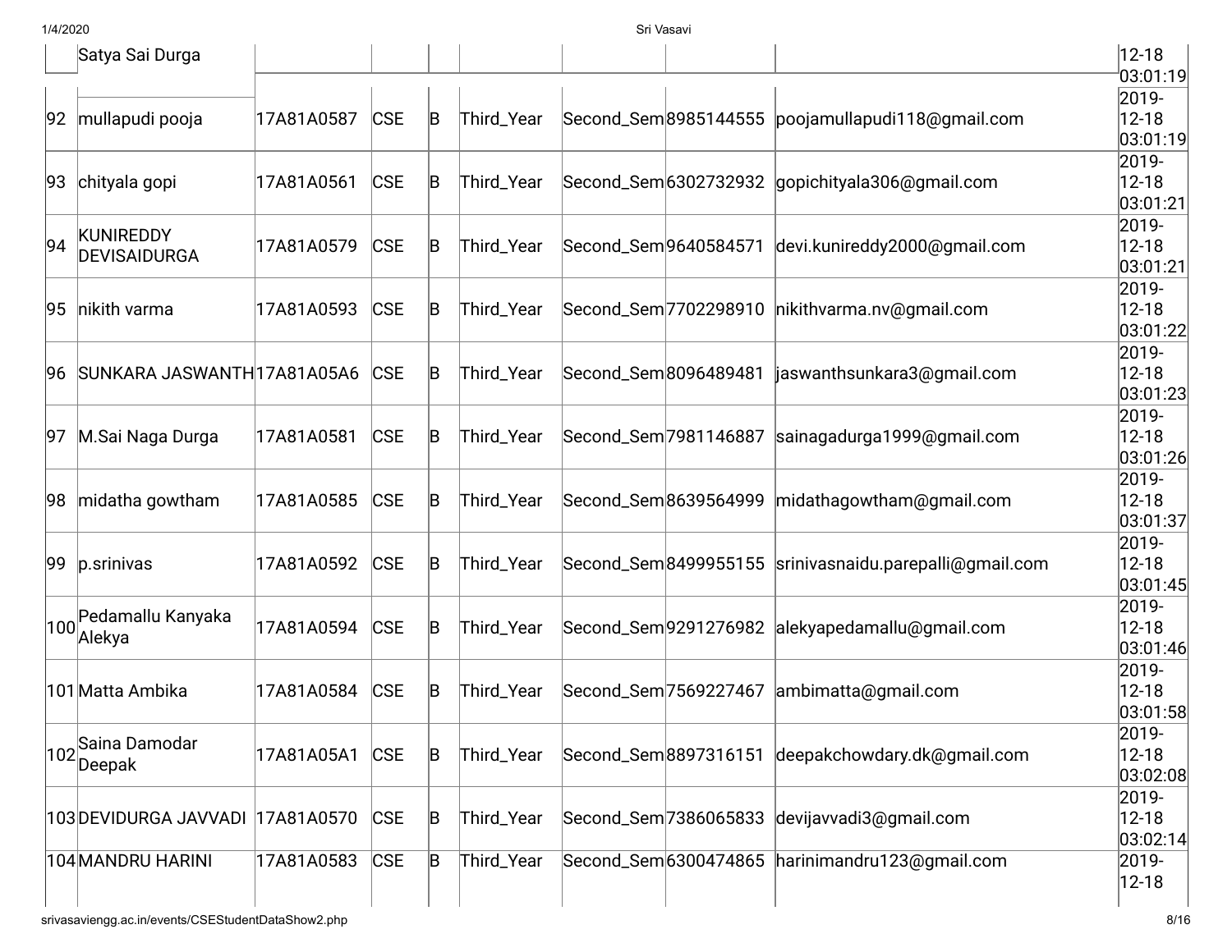| | Satya Sai Durga | | | | | | | | 12-18 03:01:19 |
|---|---|---|---|---|---|---|---|---|---|
| 92 | mullapudi pooja | 17A81A0587 | CSE | B | Third_Year | Second_Sem | 8985144555 | poojamullapudi118@gmail.com | 2019-12-18 03:01:19 |
| 93 | chityala gopi | 17A81A0561 | CSE | B | Third_Year | Second_Sem | 6302732932 | gopichityala306@gmail.com | 2019-12-18 03:01:21 |
| 94 | KUNIREDDY DEVISAIDURGA | 17A81A0579 | CSE | B | Third_Year | Second_Sem | 9640584571 | devi.kunireddy2000@gmail.com | 2019-12-18 03:01:21 |
| 95 | nikith varma | 17A81A0593 | CSE | B | Third_Year | Second_Sem | 7702298910 | nikithvarma.nv@gmail.com | 2019-12-18 03:01:22 |
| 96 | SUNKARA JASWANTH | 17A81A05A6 | CSE | B | Third_Year | Second_Sem | 8096489481 | jaswanthsunkara3@gmail.com | 2019-12-18 03:01:23 |
| 97 | M.Sai Naga Durga | 17A81A0581 | CSE | B | Third_Year | Second_Sem | 7981146887 | sainagadurga1999@gmail.com | 2019-12-18 03:01:26 |
| 98 | midatha gowtham | 17A81A0585 | CSE | B | Third_Year | Second_Sem | 8639564999 | midathagowtham@gmail.com | 2019-12-18 03:01:37 |
| 99 | p.srinivas | 17A81A0592 | CSE | B | Third_Year | Second_Sem | 8499955155 | srinivasnaidu.parepalli@gmail.com | 2019-12-18 03:01:45 |
| 100 | Pedamallu Kanyaka Alekya | 17A81A0594 | CSE | B | Third_Year | Second_Sem | 9291276982 | alekyapedamallu@gmail.com | 2019-12-18 03:01:46 |
| 101 | Matta Ambika | 17A81A0584 | CSE | B | Third_Year | Second_Sem | 7569227467 | ambimatta@gmail.com | 2019-12-18 03:01:58 |
| 102 | Saina Damodar Deepak | 17A81A05A1 | CSE | B | Third_Year | Second_Sem | 8897316151 | deepakchowdary.dk@gmail.com | 2019-12-18 03:02:08 |
| 103 | DEVIDURGA JAVVADI | 17A81A0570 | CSE | B | Third_Year | Second_Sem | 7386065833 | devijavvadi3@gmail.com | 2019-12-18 03:02:14 |
| 104 | MANDRU HARINI | 17A81A0583 | CSE | B | Third_Year | Second_Sem | 6300474865 | harinimandru123@gmail.com | 2019-12-18 |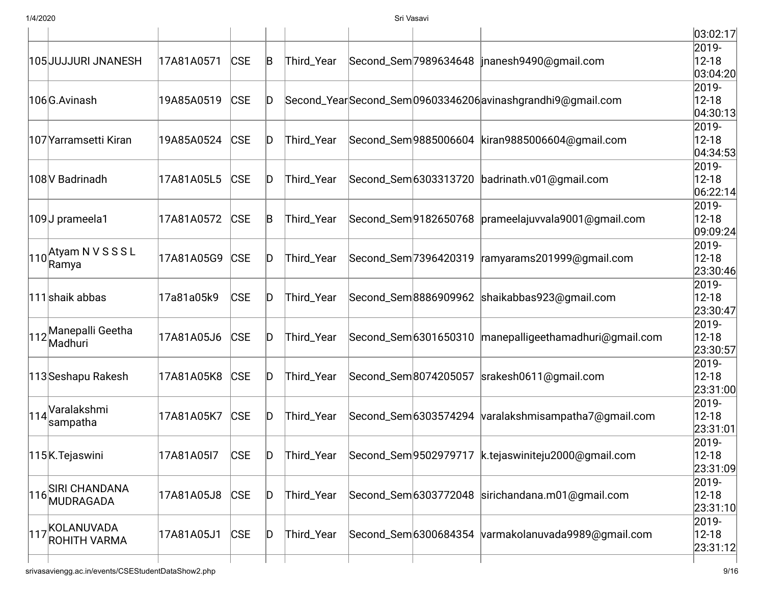| | | | | | | | | | |
|---|---|---|---|---|---|---|---|---|---|
| | | | | | | | | | 03:02:17 |
| 105 | JUJJURI JNANESH | 17A81A0571 | CSE | B | Third_Year | Second_Sem | 7989634648 | jnanesh9490@gmail.com | 2019-12-18 03:04:20 |
| 106 | G.Avinash | 19A85A0519 | CSE | D | Second_Year | Second_Sem | 09603346206 | avinashgrandhi9@gmail.com | 2019-12-18 04:30:13 |
| 107 | Yarramsetti Kiran | 19A85A0524 | CSE | D | Third_Year | Second_Sem | 9885006604 | kiran9885006604@gmail.com | 2019-12-18 04:34:53 |
| 108 | V Badrinadh | 17A81A05L5 | CSE | D | Third_Year | Second_Sem | 6303313720 | badrinath.v01@gmail.com | 2019-12-18 06:22:14 |
| 109 | J prameela1 | 17A81A0572 | CSE | B | Third_Year | Second_Sem | 9182650768 | prameelajuvvala9001@gmail.com | 2019-12-18 09:09:24 |
| 110 | Atyam N V S S S L Ramya | 17A81A05G9 | CSE | D | Third_Year | Second_Sem | 7396420319 | ramyarams201999@gmail.com | 2019-12-18 23:30:46 |
| 111 | shaik abbas | 17a81a05k9 | CSE | D | Third_Year | Second_Sem | 8886909962 | shaikabbas923@gmail.com | 2019-12-18 23:30:47 |
| 112 | Manepalli Geetha Madhuri | 17A81A05J6 | CSE | D | Third_Year | Second_Sem | 6301650310 | manepalligeethamadhuri@gmail.com | 2019-12-18 23:30:57 |
| 113 | Seshapu Rakesh | 17A81A05K8 | CSE | D | Third_Year | Second_Sem | 8074205057 | srakesh0611@gmail.com | 2019-12-18 23:31:00 |
| 114 | Varalakshmi sampatha | 17A81A05K7 | CSE | D | Third_Year | Second_Sem | 6303574294 | varalakshmisampatha7@gmail.com | 2019-12-18 23:31:01 |
| 115 | K.Tejaswini | 17A81A05I7 | CSE | D | Third_Year | Second_Sem | 9502979717 | k.tejaswiniteju2000@gmail.com | 2019-12-18 23:31:09 |
| 116 | SIRI CHANDANA MUDRAGADA | 17A81A05J8 | CSE | D | Third_Year | Second_Sem | 6303772048 | sirichandana.m01@gmail.com | 2019-12-18 23:31:10 |
| 117 | KOLANUVADA ROHITH VARMA | 17A81A05J1 | CSE | D | Third_Year | Second_Sem | 6300684354 | varmakolanuvada9989@gmail.com | 2019-12-18 23:31:12 |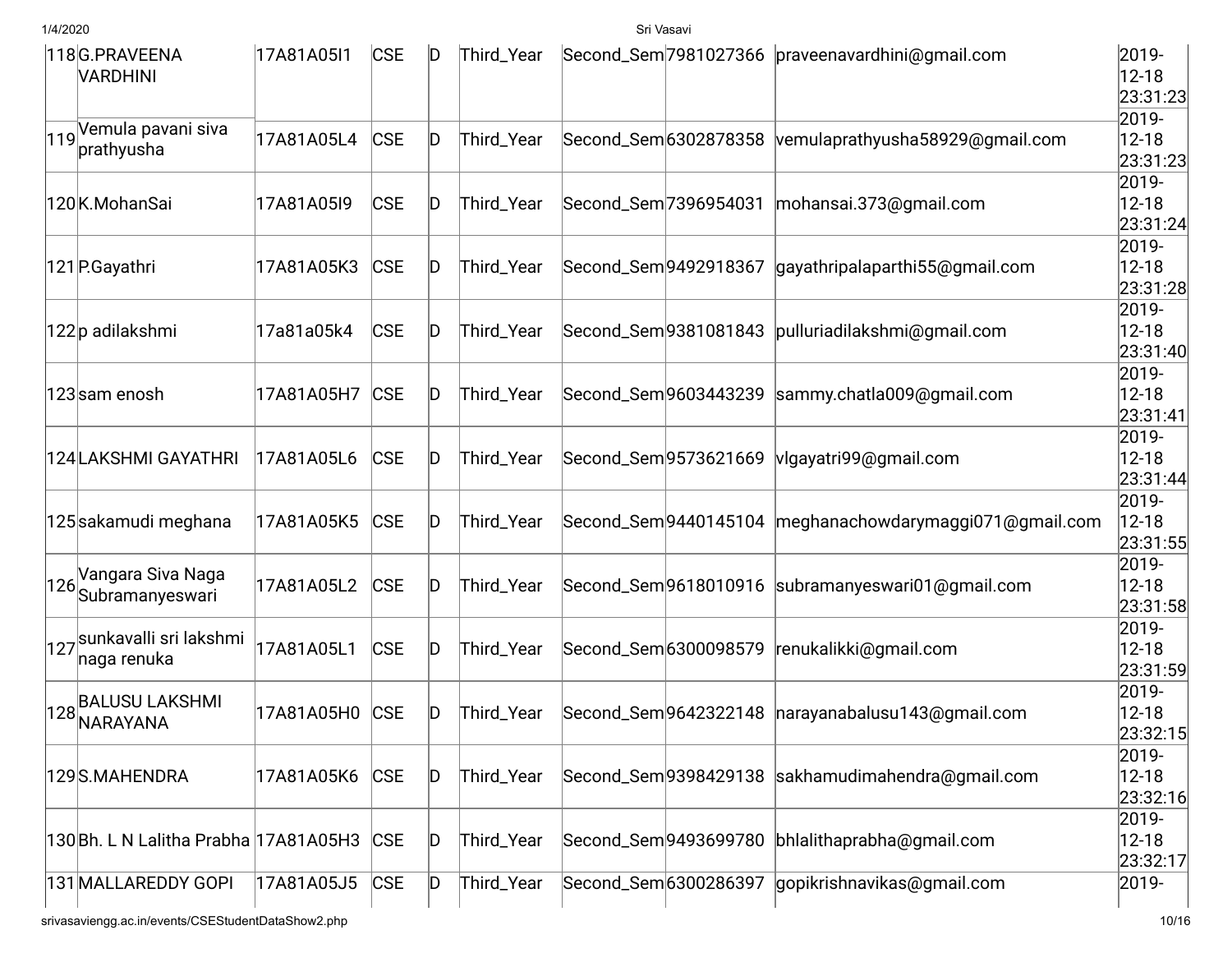| | | | | | | | | |
|---|---|---|---|---|---|---|---|---|
| 118 | G.PRAVEENA VARDHINI | 17A81A05I1 | CSE | D | Third_Year | Second_Sem | 7981027366 | praveenavardhini@gmail.com | 2019-12-18 23:31:23 |
| 119 | Vemula pavani siva prathyusha | 17A81A05L4 | CSE | D | Third_Year | Second_Sem | 6302878358 | vemulaprathyusha58929@gmail.com | 2019-12-18 23:31:23 |
| 120 | K.MohanSai | 17A81A05I9 | CSE | D | Third_Year | Second_Sem | 7396954031 | mohansai.373@gmail.com | 2019-12-18 23:31:24 |
| 121 | P.Gayathri | 17A81A05K3 | CSE | D | Third_Year | Second_Sem | 9492918367 | gayathripalaparthi55@gmail.com | 2019-12-18 23:31:28 |
| 122 | p adilakshmi | 17a81a05k4 | CSE | D | Third_Year | Second_Sem | 9381081843 | pulluriadilakshmi@gmail.com | 2019-12-18 23:31:40 |
| 123 | sam enosh | 17A81A05H7 | CSE | D | Third_Year | Second_Sem | 9603443239 | sammy.chatla009@gmail.com | 2019-12-18 23:31:41 |
| 124 | LAKSHMI GAYATHRI | 17A81A05L6 | CSE | D | Third_Year | Second_Sem | 9573621669 | vlgayatri99@gmail.com | 2019-12-18 23:31:44 |
| 125 | sakamudi meghana | 17A81A05K5 | CSE | D | Third_Year | Second_Sem | 9440145104 | meghanachowdarymaggi071@gmail.com | 2019-12-18 23:31:55 |
| 126 | Vangara Siva Naga Subramanyeswari | 17A81A05L2 | CSE | D | Third_Year | Second_Sem | 9618010916 | subramanyeswari01@gmail.com | 2019-12-18 23:31:58 |
| 127 | sunkavalli sri lakshmi naga renuka | 17A81A05L1 | CSE | D | Third_Year | Second_Sem | 6300098579 | renukalikki@gmail.com | 2019-12-18 23:31:59 |
| 128 | BALUSU LAKSHMI NARAYANA | 17A81A05H0 | CSE | D | Third_Year | Second_Sem | 9642322148 | narayanabalusu143@gmail.com | 2019-12-18 23:32:15 |
| 129 | S.MAHENDRA | 17A81A05K6 | CSE | D | Third_Year | Second_Sem | 9398429138 | sakhamudimahendra@gmail.com | 2019-12-18 23:32:16 |
| 130 | Bh. L N Lalitha Prabha | 17A81A05H3 | CSE | D | Third_Year | Second_Sem | 9493699780 | bhlalithaprabha@gmail.com | 2019-12-18 23:32:17 |
| 131 | MALLAREDDY GOPI | 17A81A05J5 | CSE | D | Third_Year | Second_Sem | 6300286397 | gopikrishnavikas@gmail.com | 2019- |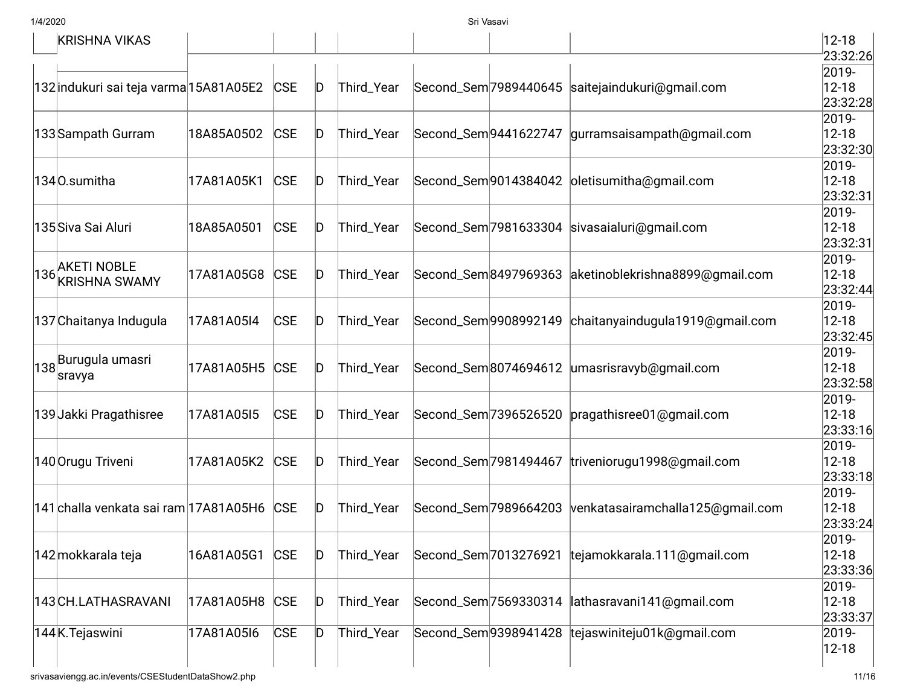| | | | | | | | | | |
|---|---|---|---|---|---|---|---|---|---|
| | KRISHNA VIKAS | | | | | | | | 12-18 23:32:26 |
| 132 | indukuri sai teja varma | 15A81A05E2 | CSE | D | Third_Year | Second_Sem | 7989440645 | saitejainddukuri@gmail.com | 2019-12-18 23:32:28 |
| 133 | Sampath Gurram | 18A85A0502 | CSE | D | Third_Year | Second_Sem | 9441622747 | gurramsaisampath@gmail.com | 2019-12-18 23:32:30 |
| 134 | O.sumitha | 17A81A05K1 | CSE | D | Third_Year | Second_Sem | 9014384042 | oletisumitha@gmail.com | 2019-12-18 23:32:31 |
| 135 | Siva Sai Aluri | 18A85A0501 | CSE | D | Third_Year | Second_Sem | 7981633304 | sivasaialuri@gmail.com | 2019-12-18 23:32:31 |
| 136 | AKETI NOBLE KRISHNA SWAMY | 17A81A05G8 | CSE | D | Third_Year | Second_Sem | 8497969363 | aketinoblekrishna8899@gmail.com | 2019-12-18 23:32:44 |
| 137 | Chaitanya Indugula | 17A81A05I4 | CSE | D | Third_Year | Second_Sem | 9908992149 | chaitanyaindugula1919@gmail.com | 2019-12-18 23:32:45 |
| 138 | Burugula umasri sravya | 17A81A05H5 | CSE | D | Third_Year | Second_Sem | 8074694612 | umasrisravyb@gmail.com | 2019-12-18 23:32:58 |
| 139 | Jakki Pragathisree | 17A81A05I5 | CSE | D | Third_Year | Second_Sem | 7396526520 | pragathisree01@gmail.com | 2019-12-18 23:33:16 |
| 140 | Orugu Triveni | 17A81A05K2 | CSE | D | Third_Year | Second_Sem | 7981494467 | triveniorugu1998@gmail.com | 2019-12-18 23:33:18 |
| 141 | challa venkata sai ram | 17A81A05H6 | CSE | D | Third_Year | Second_Sem | 7989664203 | venkatasairamchalla125@gmail.com | 2019-12-18 23:33:24 |
| 142 | mokkarala teja | 16A81A05G1 | CSE | D | Third_Year | Second_Sem | 7013276921 | tejamokkarala.111@gmail.com | 2019-12-18 23:33:36 |
| 143 | CH.LATHASRAVANI | 17A81A05H8 | CSE | D | Third_Year | Second_Sem | 7569330314 | lathasravani141@gmail.com | 2019-12-18 23:33:37 |
| 144 | K.Tejaswini | 17A81A05I6 | CSE | D | Third_Year | Second_Sem | 9398941428 | tejaswiniteju01k@gmail.com | 2019-12-18 |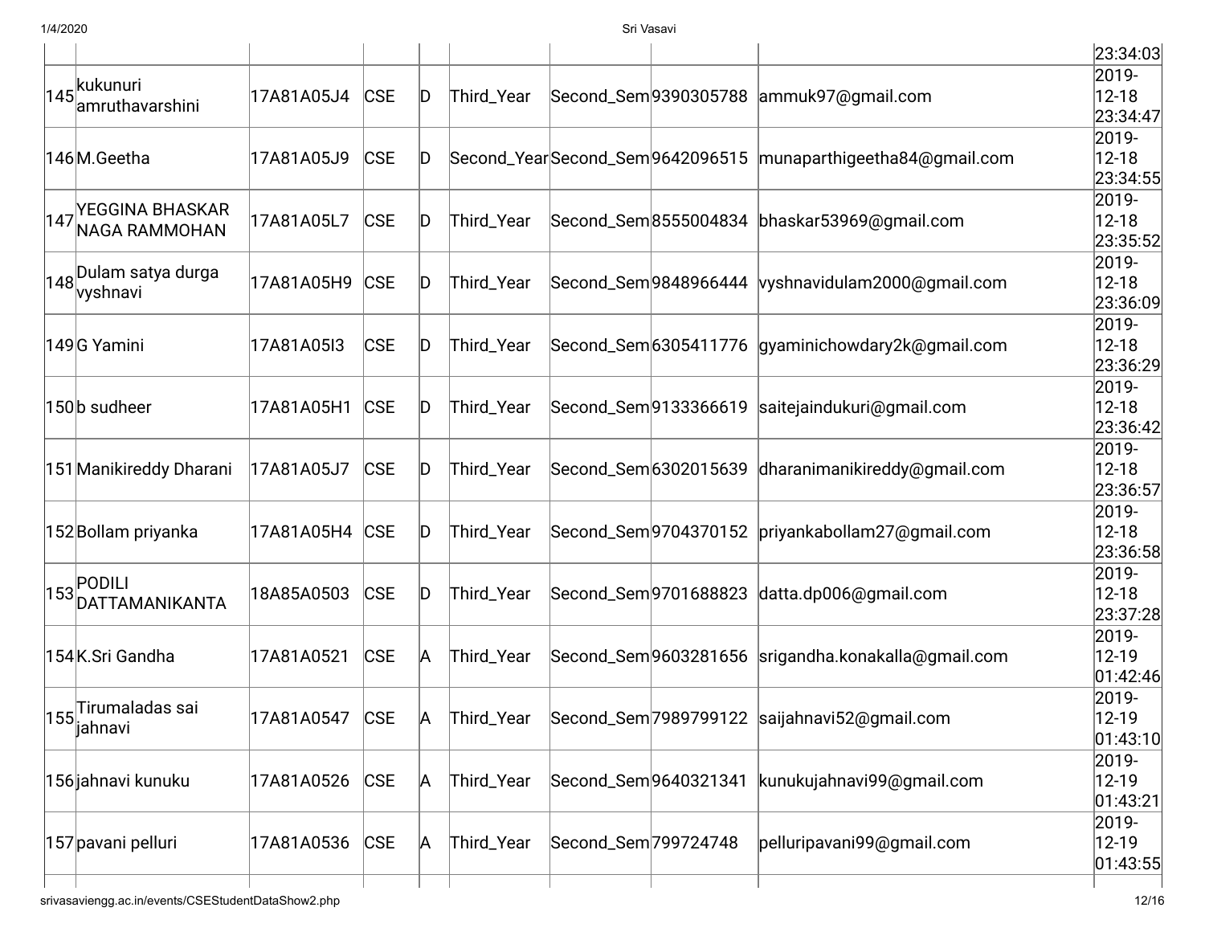| | | | | | | | | | |
|---|---|---|---|---|---|---|---|---|---|
| | | | | | | | | | 23:34:03 |
| 145 | kukunuri amruthavarshini | 17A81A05J4 | CSE | D | Third_Year | Second_Sem | 9390305788 | ammuk97@gmail.com | 2019-12-18 23:34:47 |
| 146 | M.Geetha | 17A81A05J9 | CSE | D | Second_Year | Second_Sem | 9642096515 | munaparthigeetha84@gmail.com | 2019-12-18 23:34:55 |
| 147 | YEGGINA BHASKAR NAGA RAMMOHAN | 17A81A05L7 | CSE | D | Third_Year | Second_Sem | 8555004834 | bhaskar53969@gmail.com | 2019-12-18 23:35:52 |
| 148 | Dulam satya durga vyshnavi | 17A81A05H9 | CSE | D | Third_Year | Second_Sem | 9848966444 | vyshnavidulam2000@gmail.com | 2019-12-18 23:36:09 |
| 149 | G Yamini | 17A81A05I3 | CSE | D | Third_Year | Second_Sem | 6305411776 | gyaminichowdary2k@gmail.com | 2019-12-18 23:36:29 |
| 150 | b sudheer | 17A81A05H1 | CSE | D | Third_Year | Second_Sem | 9133366619 | saitejaindukuri@gmail.com | 2019-12-18 23:36:42 |
| 151 | Manikireddy Dharani | 17A81A05J7 | CSE | D | Third_Year | Second_Sem | 6302015639 | dharanimanikireddy@gmail.com | 2019-12-18 23:36:57 |
| 152 | Bollam priyanka | 17A81A05H4 | CSE | D | Third_Year | Second_Sem | 9704370152 | priyankabollam27@gmail.com | 2019-12-18 23:36:58 |
| 153 | PODILI DATTAMANIKANTA | 18A85A0503 | CSE | D | Third_Year | Second_Sem | 9701688823 | datta.dp006@gmail.com | 2019-12-18 23:37:28 |
| 154 | K.Sri Gandha | 17A81A0521 | CSE | A | Third_Year | Second_Sem | 9603281656 | srigandha.konakalla@gmail.com | 2019-12-19 01:42:46 |
| 155 | Tirumaladas sai jahnavi | 17A81A0547 | CSE | A | Third_Year | Second_Sem | 7989799122 | saijahnavi52@gmail.com | 2019-12-19 01:43:10 |
| 156 | jahnavi kunuku | 17A81A0526 | CSE | A | Third_Year | Second_Sem | 9640321341 | kunukujahnavi99@gmail.com | 2019-12-19 01:43:21 |
| 157 | pavani pelluri | 17A81A0536 | CSE | A | Third_Year | Second_Sem | 799724748 | pelluripavani99@gmail.com | 2019-12-19 01:43:55 |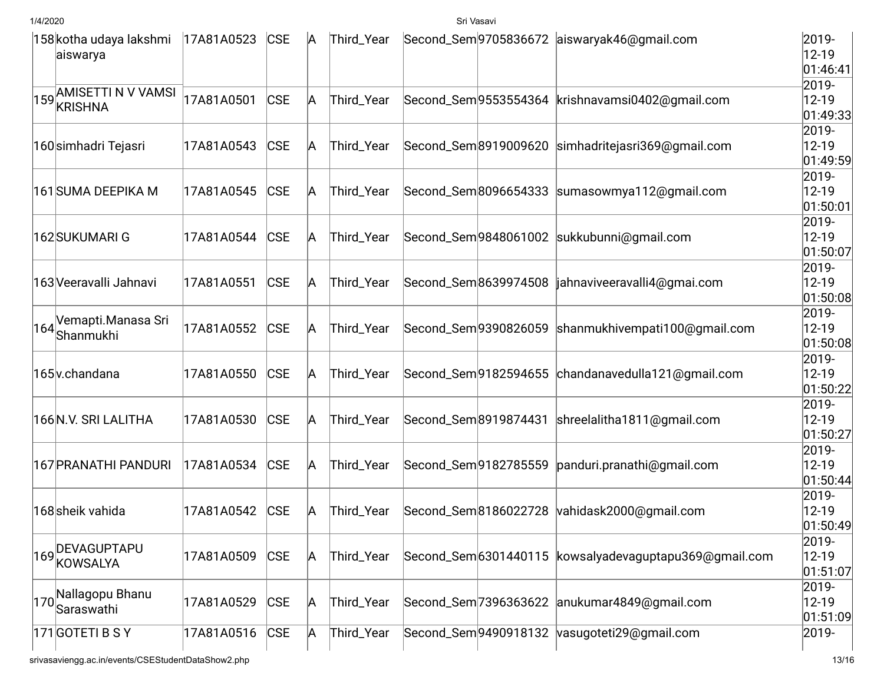| | | | | | | | | | |
|---|---|---|---|---|---|---|---|---|---|
| 158 | kotha udaya lakshmi aiswarya | 17A81A0523 | CSE | A | Third_Year | Second_Sem | 9705836672 | aiswaryak46@gmail.com | 2019-12-19 01:46:41 |
| 159 | AMISETTI N V VAMSI KRISHNA | 17A81A0501 | CSE | A | Third_Year | Second_Sem | 9553554364 | krishnavamsi0402@gmail.com | 2019-12-19 01:49:33 |
| 160 | simhadri Tejasri | 17A81A0543 | CSE | A | Third_Year | Second_Sem | 8919009620 | simhadritejasri369@gmail.com | 2019-12-19 01:49:59 |
| 161 | SUMA DEEPIKA M | 17A81A0545 | CSE | A | Third_Year | Second_Sem | 8096654333 | sumasowmya112@gmail.com | 2019-12-19 01:50:01 |
| 162 | SUKUMARI G | 17A81A0544 | CSE | A | Third_Year | Second_Sem | 9848061002 | sukkubunni@gmail.com | 2019-12-19 01:50:07 |
| 163 | Veeravalli Jahnavi | 17A81A0551 | CSE | A | Third_Year | Second_Sem | 8639974508 | jahnaviveeravalli4@gmai.com | 2019-12-19 01:50:08 |
| 164 | Vemapti.Manasa Sri Shanmukhi | 17A81A0552 | CSE | A | Third_Year | Second_Sem | 9390826059 | shanmukhivempati100@gmail.com | 2019-12-19 01:50:08 |
| 165 | v.chandana | 17A81A0550 | CSE | A | Third_Year | Second_Sem | 9182594655 | chandanavedulla121@gmail.com | 2019-12-19 01:50:22 |
| 166 | N.V. SRI LALITHA | 17A81A0530 | CSE | A | Third_Year | Second_Sem | 8919874431 | shreelalitha1811@gmail.com | 2019-12-19 01:50:27 |
| 167 | PRANATHI PANDURI | 17A81A0534 | CSE | A | Third_Year | Second_Sem | 9182785559 | panduri.pranathi@gmail.com | 2019-12-19 01:50:44 |
| 168 | sheik vahida | 17A81A0542 | CSE | A | Third_Year | Second_Sem | 8186022728 | vahidask2000@gmail.com | 2019-12-19 01:50:49 |
| 169 | DEVAGUPTAPU KOWSALYA | 17A81A0509 | CSE | A | Third_Year | Second_Sem | 6301440115 | kowsalyadevaguptapu369@gmail.com | 2019-12-19 01:51:07 |
| 170 | Nallagopu Bhanu Saraswathi | 17A81A0529 | CSE | A | Third_Year | Second_Sem | 7396363622 | anukumar4849@gmail.com | 2019-12-19 01:51:09 |
| 171 | GOTETI B S Y | 17A81A0516 | CSE | A | Third_Year | Second_Sem | 9490918132 | vasugoteti29@gmail.com | 2019- |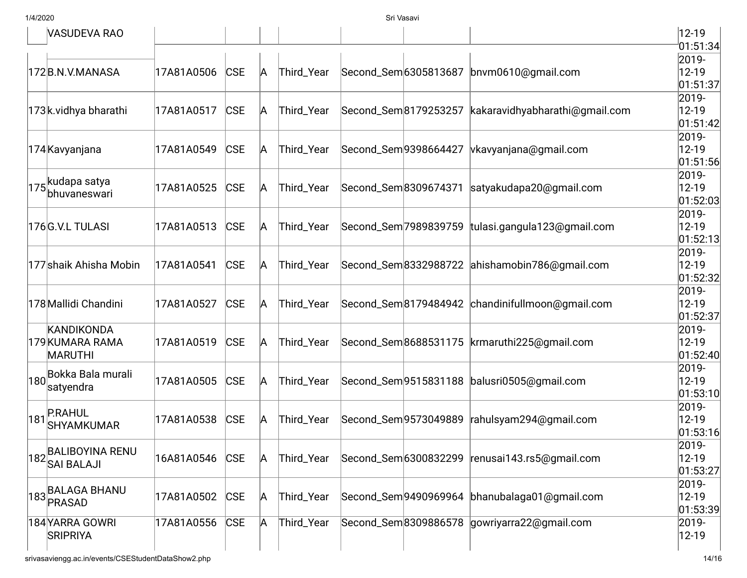| | VASUDEVA RAO | | | | | | | | 12-19 01:51:34 |
|---|---|---|---|---|---|---|---|---|---|
| 172 | B.N.V.MANASA | 17A81A0506 | CSE | A | Third_Year | Second_Sem | 6305813687 | bnvm0610@gmail.com | 2019-12-19 01:51:37 |
| 173 | k.vidhya bharathi | 17A81A0517 | CSE | A | Third_Year | Second_Sem | 8179253257 | kakaravidhyabharathi@gmail.com | 2019-12-19 01:51:42 |
| 174 | Kavyanjana | 17A81A0549 | CSE | A | Third_Year | Second_Sem | 9398664427 | vkavyanjana@gmail.com | 2019-12-19 01:51:56 |
| 175 | kudapa satya bhuvaneswari | 17A81A0525 | CSE | A | Third_Year | Second_Sem | 8309674371 | satyakudapa20@gmail.com | 2019-12-19 01:52:03 |
| 176 | G.V.L TULASI | 17A81A0513 | CSE | A | Third_Year | Second_Sem | 7989839759 | tulasi.gangula123@gmail.com | 2019-12-19 01:52:13 |
| 177 | shaik Ahisha Mobin | 17A81A0541 | CSE | A | Third_Year | Second_Sem | 8332988722 | ahishamobin786@gmail.com | 2019-12-19 01:52:32 |
| 178 | Mallidi Chandini | 17A81A0527 | CSE | A | Third_Year | Second_Sem | 8179484942 | chandinifullmoon@gmail.com | 2019-12-19 01:52:37 |
| 179 | KANDIKONDA KUMARA RAMA MARUTHI | 17A81A0519 | CSE | A | Third_Year | Second_Sem | 8688531175 | krmaruthi225@gmail.com | 2019-12-19 01:52:40 |
| 180 | Bokka Bala murali satyendra | 17A81A0505 | CSE | A | Third_Year | Second_Sem | 9515831188 | balusri0505@gmail.com | 2019-12-19 01:53:10 |
| 181 | P.RAHUL SHYAMKUMAR | 17A81A0538 | CSE | A | Third_Year | Second_Sem | 9573049889 | rahulsyam294@gmail.com | 2019-12-19 01:53:16 |
| 182 | BALIBOYINA RENU SAI BALAJI | 16A81A0546 | CSE | A | Third_Year | Second_Sem | 6300832299 | renusai143.rs5@gmail.com | 2019-12-19 01:53:27 |
| 183 | BALAGA BHANU PRASAD | 17A81A0502 | CSE | A | Third_Year | Second_Sem | 9490969964 | bhanubalaga01@gmail.com | 2019-12-19 01:53:39 |
| 184 | YARRA GOWRI SRIPRIYA | 17A81A0556 | CSE | A | Third_Year | Second_Sem | 8309886578 | gowriyarra22@gmail.com | 2019-12-19 |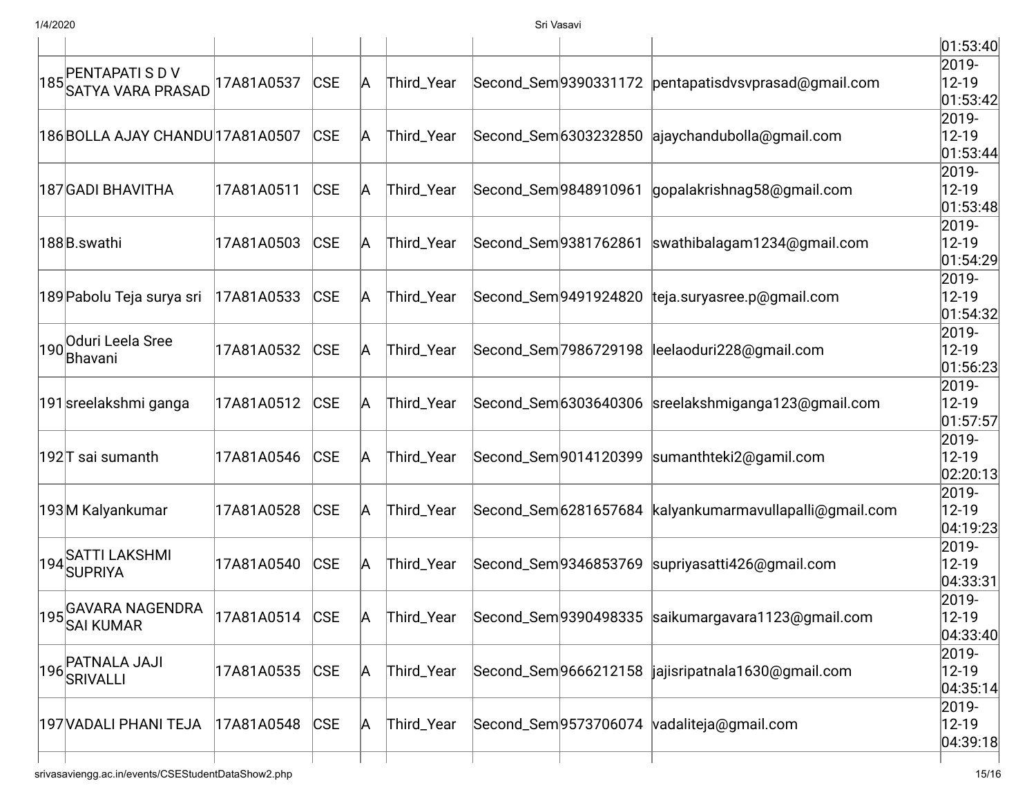| | | | | | | | | | |
|---|---|---|---|---|---|---|---|---|---|
| | | | | | | | | | 01:53:40 |
| 185 | PENTAPATI S D V SATYA VARA PRASAD | 17A81A0537 | CSE | A | Third_Year | Second_Sem | 9390331172 | pentapatisdvsvprasad@gmail.com | 2019-12-19 01:53:42 |
| 186 | BOLLA AJAY CHANDU | 17A81A0507 | CSE | A | Third_Year | Second_Sem | 6303232850 | ajaychandubolla@gmail.com | 2019-12-19 01:53:44 |
| 187 | GADI BHAVITHA | 17A81A0511 | CSE | A | Third_Year | Second_Sem | 9848910961 | gopalakrishnag58@gmail.com | 2019-12-19 01:53:48 |
| 188 | B.swathi | 17A81A0503 | CSE | A | Third_Year | Second_Sem | 9381762861 | swathibalagam1234@gmail.com | 2019-12-19 01:54:29 |
| 189 | Pabolu Teja surya sri | 17A81A0533 | CSE | A | Third_Year | Second_Sem | 9491924820 | teja.suryasree.p@gmail.com | 2019-12-19 01:54:32 |
| 190 | Oduri Leela Sree Bhavani | 17A81A0532 | CSE | A | Third_Year | Second_Sem | 7986729198 | leelaoduri228@gmail.com | 2019-12-19 01:56:23 |
| 191 | sreelakshmi ganga | 17A81A0512 | CSE | A | Third_Year | Second_Sem | 6303640306 | sreelakshmiganga123@gmail.com | 2019-12-19 01:57:57 |
| 192 | T sai sumanth | 17A81A0546 | CSE | A | Third_Year | Second_Sem | 9014120399 | sumanthteki2@gamil.com | 2019-12-19 02:20:13 |
| 193 | M Kalyankumar | 17A81A0528 | CSE | A | Third_Year | Second_Sem | 6281657684 | kalyankumarmavullapalli@gmail.com | 2019-12-19 04:19:23 |
| 194 | SATTI LAKSHMI SUPRIYA | 17A81A0540 | CSE | A | Third_Year | Second_Sem | 9346853769 | supriyasatti426@gmail.com | 2019-12-19 04:33:31 |
| 195 | GAVARA NAGENDRA SAI KUMAR | 17A81A0514 | CSE | A | Third_Year | Second_Sem | 9390498335 | saikumargavara1123@gmail.com | 2019-12-19 04:33:40 |
| 196 | PATNALA JAJI SRIVALLI | 17A81A0535 | CSE | A | Third_Year | Second_Sem | 9666212158 | jajisripatnala1630@gmail.com | 2019-12-19 04:35:14 |
| 197 | VADALI PHANI TEJA | 17A81A0548 | CSE | A | Third_Year | Second_Sem | 9573706074 | vadaliteja@gmail.com | 2019-12-19 04:39:18 |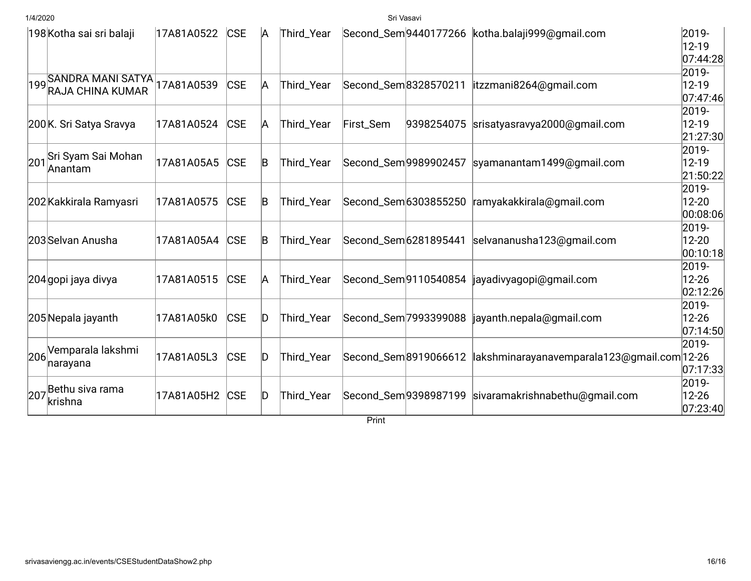| | | | | | | | | | |
|---|---|---|---|---|---|---|---|---|---|
| 198 | Kotha sai sri balaji | 17A81A0522 | CSE | A | Third_Year | Second_Sem | 9440177266 | kotha.balaji999@gmail.com | 2019-12-19 07:44:28 |
| 199 | SANDRA MANI SATYA RAJA CHINA KUMAR | 17A81A0539 | CSE | A | Third_Year | Second_Sem | 8328570211 | itzzmani8264@gmail.com | 2019-12-19 07:47:46 |
| 200 | K. Sri Satya Sravya | 17A81A0524 | CSE | A | Third_Year | First_Sem | 9398254075 | srisatyasravya2000@gmail.com | 2019-12-19 21:27:30 |
| 201 | Sri Syam Sai Mohan Anantam | 17A81A05A5 | CSE | B | Third_Year | Second_Sem | 9989902457 | syamanantam1499@gmail.com | 2019-12-19 21:50:22 |
| 202 | Kakkirala Ramyasri | 17A81A0575 | CSE | B | Third_Year | Second_Sem | 6303855250 | ramyakakkirala@gmail.com | 2019-12-20 00:08:06 |
| 203 | Selvan Anusha | 17A81A05A4 | CSE | B | Third_Year | Second_Sem | 6281895441 | selvananusha123@gmail.com | 2019-12-20 00:10:18 |
| 204 | gopi jaya divya | 17A81A0515 | CSE | A | Third_Year | Second_Sem | 9110540854 | jayadivyagopi@gmail.com | 2019-12-26 02:12:26 |
| 205 | Nepala jayanth | 17A81A05k0 | CSE | D | Third_Year | Second_Sem | 7993399088 | jayanth.nepala@gmail.com | 2019-12-26 07:14:50 |
| 206 | Vemparala lakshmi narayana | 17A81A05L3 | CSE | D | Third_Year | Second_Sem | 8919066612 | lakshminarayanavemparala123@gmail.com | 2019-12-26 07:17:33 |
| 207 | Bethu siva rama krishna | 17A81A05H2 | CSE | D | Third_Year | Second_Sem | 9398987199 | sivaramakrishnabethu@gmail.com | 2019-12-26 07:23:40 |

Print